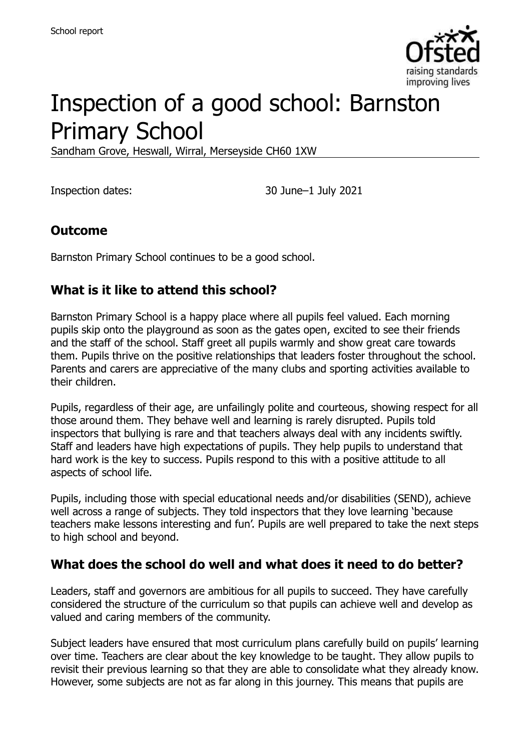School report

# Inspection of a good school: Barnston Primary School

Sandham Grove, Heswall, Wirral, Merseyside CH60 1XW

Inspection dates: 30 June–1 July 2021

## Outcome

Barnston Primary School continues to be a good school.

## What is it like to attend this school?

Barnston Primary School is a happy place where all pupils feel valued. Each morning pupils skip onto the playground as soon as the gates open, excited to see their friends and the staff of the school. Staff greet all pupils warmly and show great care towards them. Pupils thrive on the positive relationships that leaders foster throughout the school. Parents and carers are appreciative of the many clubs and sporting activities available to their children.

Pupils, regardless of their age, are unfailingly polite and courteous, showing respect for all those around them. They behave well and learning is rarely disrupted. Pupils told inspectors that bullying is rare and that teachers always deal with any incidents swiftly. Staff and leaders have high expectations of pupils. They help pupils to understand that hard work is the key to success. Pupils respond to this with a positive attitude to all aspects of school life.

Pupils, including those with special educational needs and/or disabilities (SEND), achieve well across a range of subjects. They told inspectors that they love learning 'because teachers make lessons interesting and fun'. Pupils are well prepared to take the next steps to high school and beyond.

## What does the school do well and what does it need to do better?

Leaders, staff and governors are ambitious for all pupils to succeed. They have carefully considered the structure of the curriculum so that pupils can achieve well and develop as valued and caring members of the community.

Subject leaders have ensured that most curriculum plans carefully build on pupils' learning over time. Teachers are clear about the key knowledge to be taught. They allow pupils to revisit their previous learning so that they are able to consolidate what they already know. However, some subjects are not as far along in this journey. This means that pupils are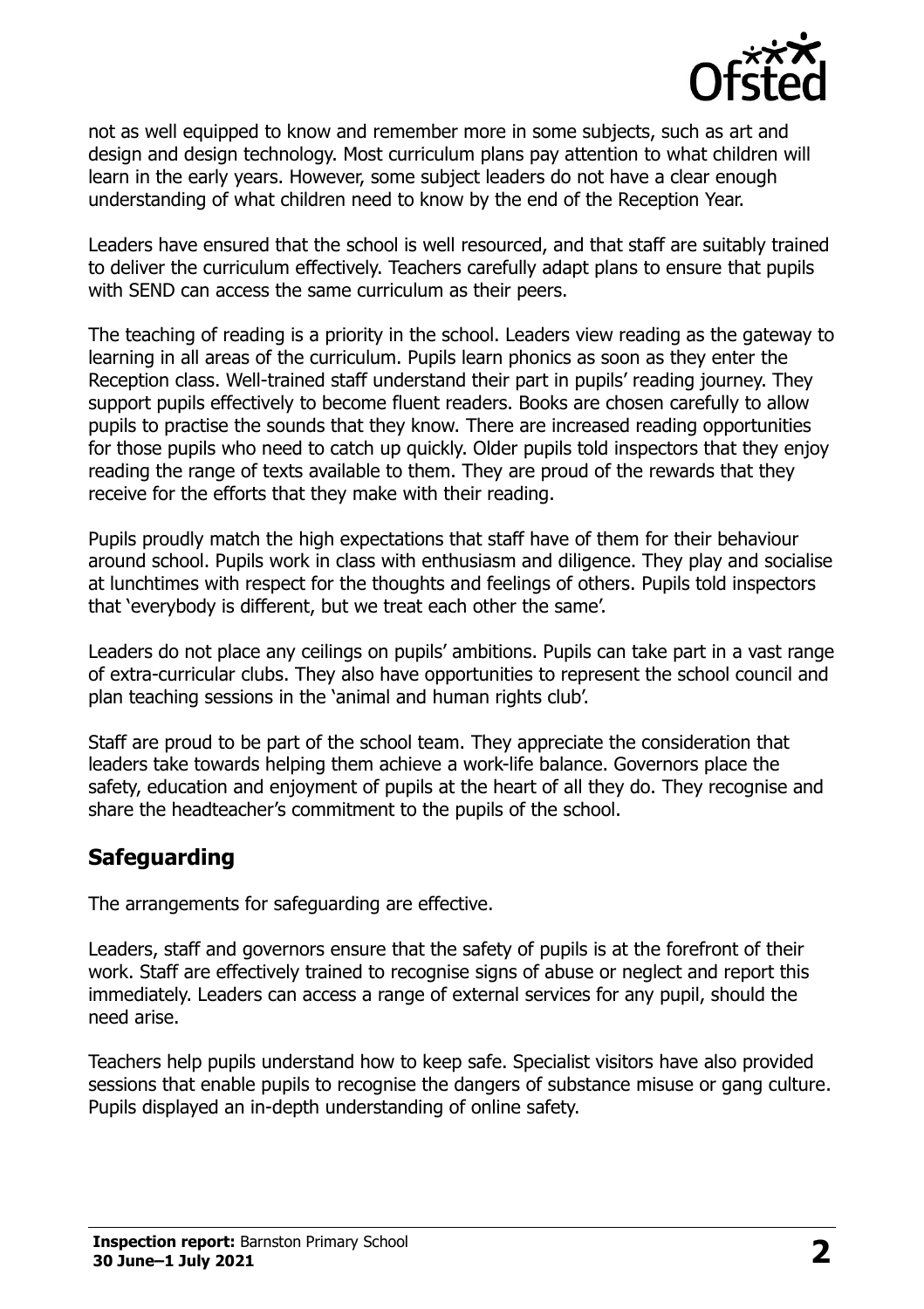not as well equipped to know and remember more in some subjects, such as art and design and design technology. Most curriculum plans pay attention to what children will learn in the early years. However, some subject leaders do not have a clear enough understanding of what children need to know by the end of the Reception Year.

Leaders have ensured that the school is well resourced, and that staff are suitably trained to deliver the curriculum effectively. Teachers carefully adapt plans to ensure that pupils with SEND can access the same curriculum as their peers.

The teaching of reading is a priority in the school. Leaders view reading as the gateway to learning in all areas of the curriculum. Pupils learn phonics as soon as they enter the Reception class. Well-trained staff understand their part in pupils' reading journey. They support pupils effectively to become fluent readers. Books are chosen carefully to allow pupils to practise the sounds that they know. There are increased reading opportunities for those pupils who need to catch up quickly. Older pupils told inspectors that they enjoy reading the range of texts available to them. They are proud of the rewards that they receive for the efforts that they make with their reading.

Pupils proudly match the high expectations that staff have of them for their behaviour around school. Pupils work in class with enthusiasm and diligence. They play and socialise at lunchtimes with respect for the thoughts and feelings of others. Pupils told inspectors that 'everybody is different, but we treat each other the same'.

Leaders do not place any ceilings on pupils' ambitions. Pupils can take part in a vast range of extra-curricular clubs. They also have opportunities to represent the school council and plan teaching sessions in the 'animal and human rights club'.

Staff are proud to be part of the school team. They appreciate the consideration that leaders take towards helping them achieve a work-life balance. Governors place the safety, education and enjoyment of pupils at the heart of all they do. They recognise and share the headteacher's commitment to the pupils of the school.

## Safeguarding

The arrangements for safeguarding are effective.

Leaders, staff and governors ensure that the safety of pupils is at the forefront of their work. Staff are effectively trained to recognise signs of abuse or neglect and report this immediately. Leaders can access a range of external services for any pupil, should the need arise.

Teachers help pupils understand how to keep safe. Specialist visitors have also provided sessions that enable pupils to recognise the dangers of substance misuse or gang culture. Pupils displayed an in-depth understanding of online safety.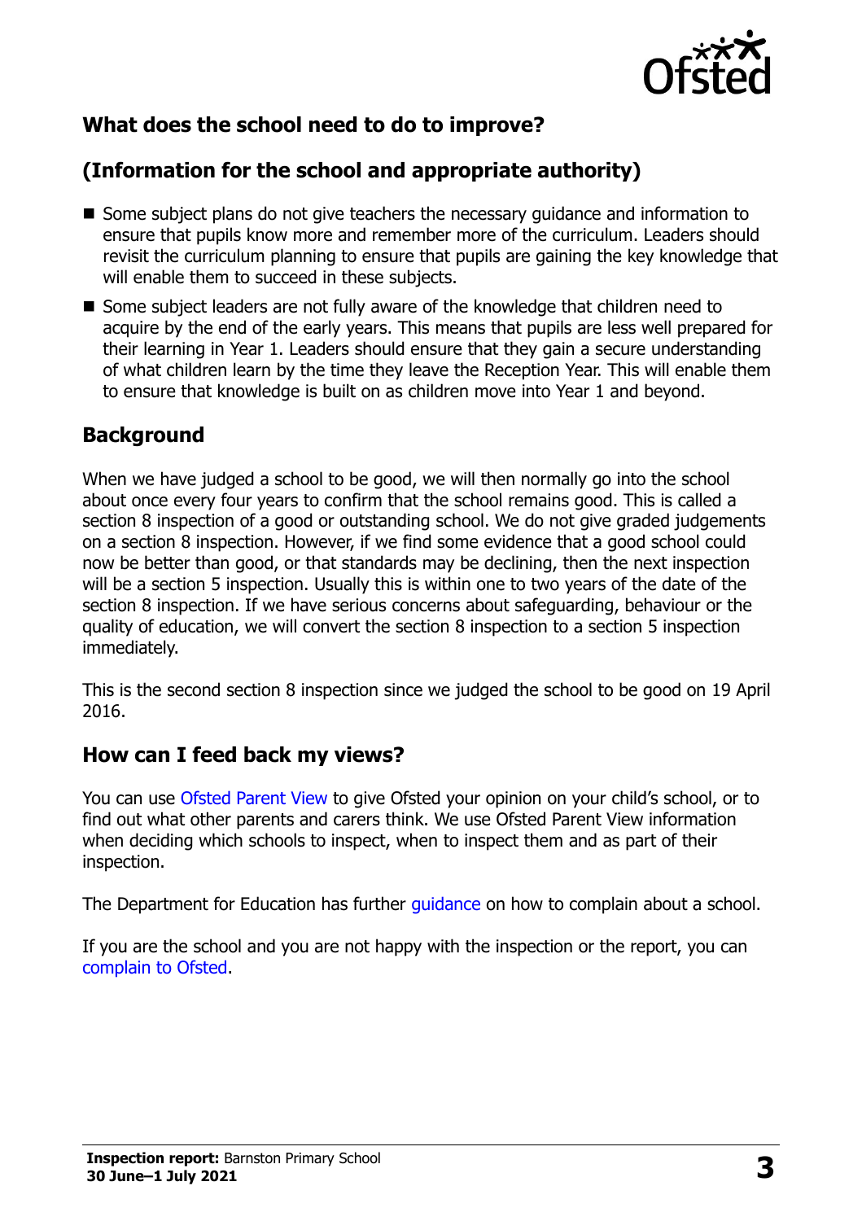## What does the school need to do to improve?

## (Information for the school and appropriate authority)

- Some subject plans do not give teachers the necessary guidance and information to ensure that pupils know more and remember more of the curriculum. Leaders should revisit the curriculum planning to ensure that pupils are gaining the key knowledge that will enable them to succeed in these subjects.
- Some subject leaders are not fully aware of the knowledge that children need to acquire by the end of the early years. This means that pupils are less well prepared for their learning in Year 1. Leaders should ensure that they gain a secure understanding of what children learn by the time they leave the Reception Year. This will enable them to ensure that knowledge is built on as children move into Year 1 and beyond.

## Background

When we have judged a school to be good, we will then normally go into the school about once every four years to confirm that the school remains good. This is called a section 8 inspection of a good or outstanding school. We do not give graded judgements on a section 8 inspection. However, if we find some evidence that a good school could now be better than good, or that standards may be declining, then the next inspection will be a section 5 inspection. Usually this is within one to two years of the date of the section 8 inspection. If we have serious concerns about safeguarding, behaviour or the quality of education, we will convert the section 8 inspection to a section 5 inspection immediately.

This is the second section 8 inspection since we judged the school to be good on 19 April 2016.

## How can I feed back my views?

You can use Ofsted Parent View to give Ofsted your opinion on your child's school, or to find out what other parents and carers think. We use Ofsted Parent View information when deciding which schools to inspect, when to inspect them and as part of their inspection.

The Department for Education has further guidance on how to complain about a school.

If you are the school and you are not happy with the inspection or the report, you can complain to Ofsted.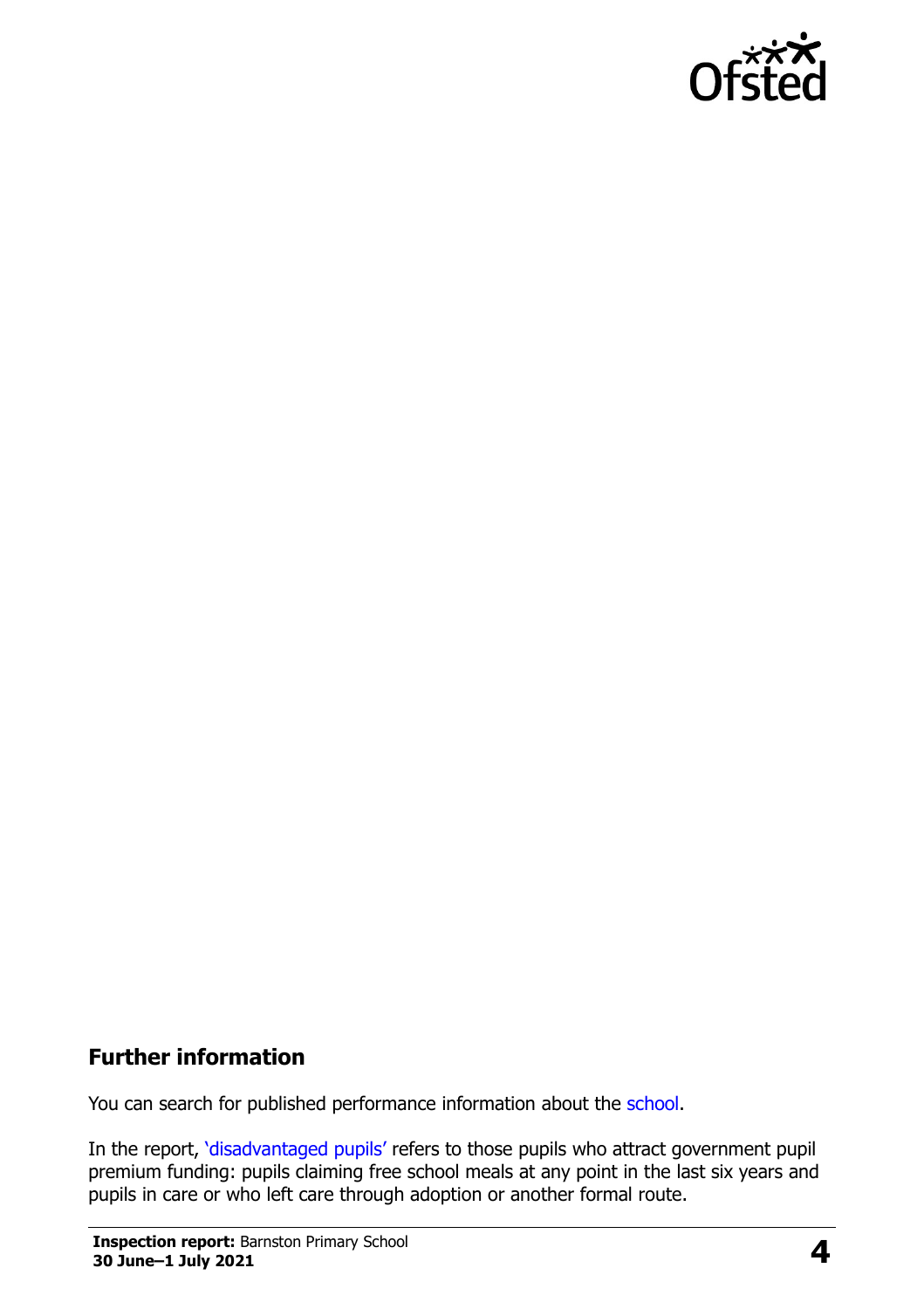## Further information

You can search for published performance information about the school.

In the report, 'disadvantaged pupils' refers to those pupils who attract government pupil premium funding: pupils claiming free school meals at any point in the last six years and pupils in care or who left care through adoption or another formal route.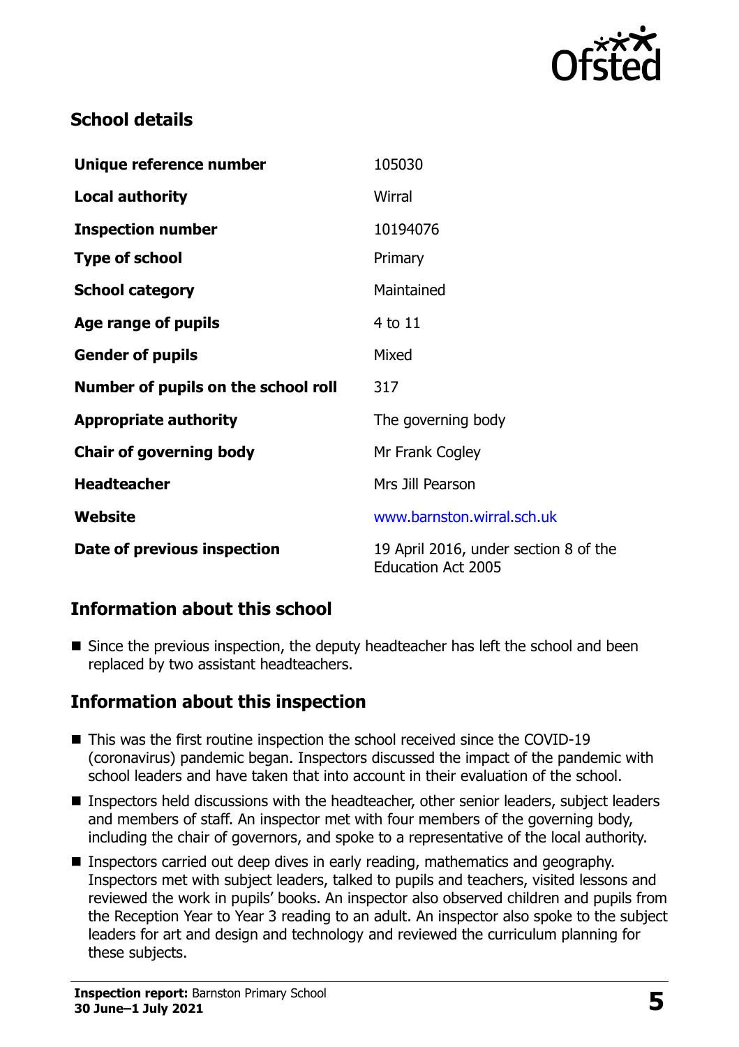## School details

| | |
|---|---|
| **Unique reference number** | 105030 |
| **Local authority** | Wirral |
| **Inspection number** | 10194076 |
| **Type of school** | Primary |
| **School category** | Maintained |
| **Age range of pupils** | 4 to 11 |
| **Gender of pupils** | Mixed |
| **Number of pupils on the school roll** | 317 |
| **Appropriate authority** | The governing body |
| **Chair of governing body** | Mr Frank Cogley |
| **Headteacher** | Mrs Jill Pearson |
| **Website** | www.barnston.wirral.sch.uk |
| **Date of previous inspection** | 19 April 2016, under section 8 of the Education Act 2005 |

## Information about this school

- Since the previous inspection, the deputy headteacher has left the school and been replaced by two assistant headteachers.

## Information about this inspection

- This was the first routine inspection the school received since the COVID-19 (coronavirus) pandemic began. Inspectors discussed the impact of the pandemic with school leaders and have taken that into account in their evaluation of the school.
- Inspectors held discussions with the headteacher, other senior leaders, subject leaders and members of staff. An inspector met with four members of the governing body, including the chair of governors, and spoke to a representative of the local authority.
- Inspectors carried out deep dives in early reading, mathematics and geography. Inspectors met with subject leaders, talked to pupils and teachers, visited lessons and reviewed the work in pupils' books. An inspector also observed children and pupils from the Reception Year to Year 3 reading to an adult. An inspector also spoke to the subject leaders for art and design and technology and reviewed the curriculum planning for these subjects.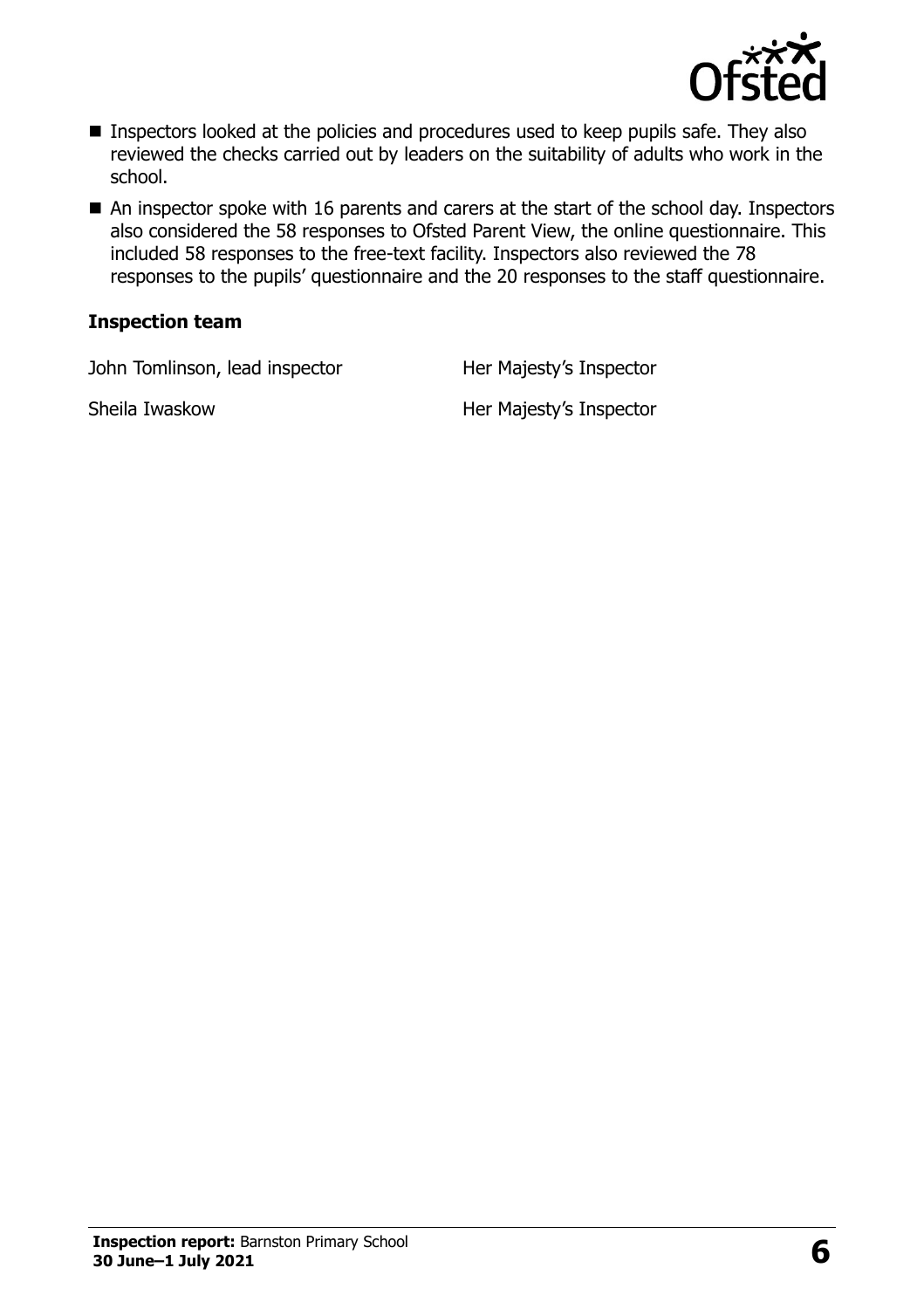- Inspectors looked at the policies and procedures used to keep pupils safe. They also reviewed the checks carried out by leaders on the suitability of adults who work in the school.
- An inspector spoke with 16 parents and carers at the start of the school day. Inspectors also considered the 58 responses to Ofsted Parent View, the online questionnaire. This included 58 responses to the free-text facility. Inspectors also reviewed the 78 responses to the pupils' questionnaire and the 20 responses to the staff questionnaire.

### Inspection team

| | |
|---|---|
| John Tomlinson, lead inspector | Her Majesty's Inspector |
| Sheila Iwaskow | Her Majesty's Inspector |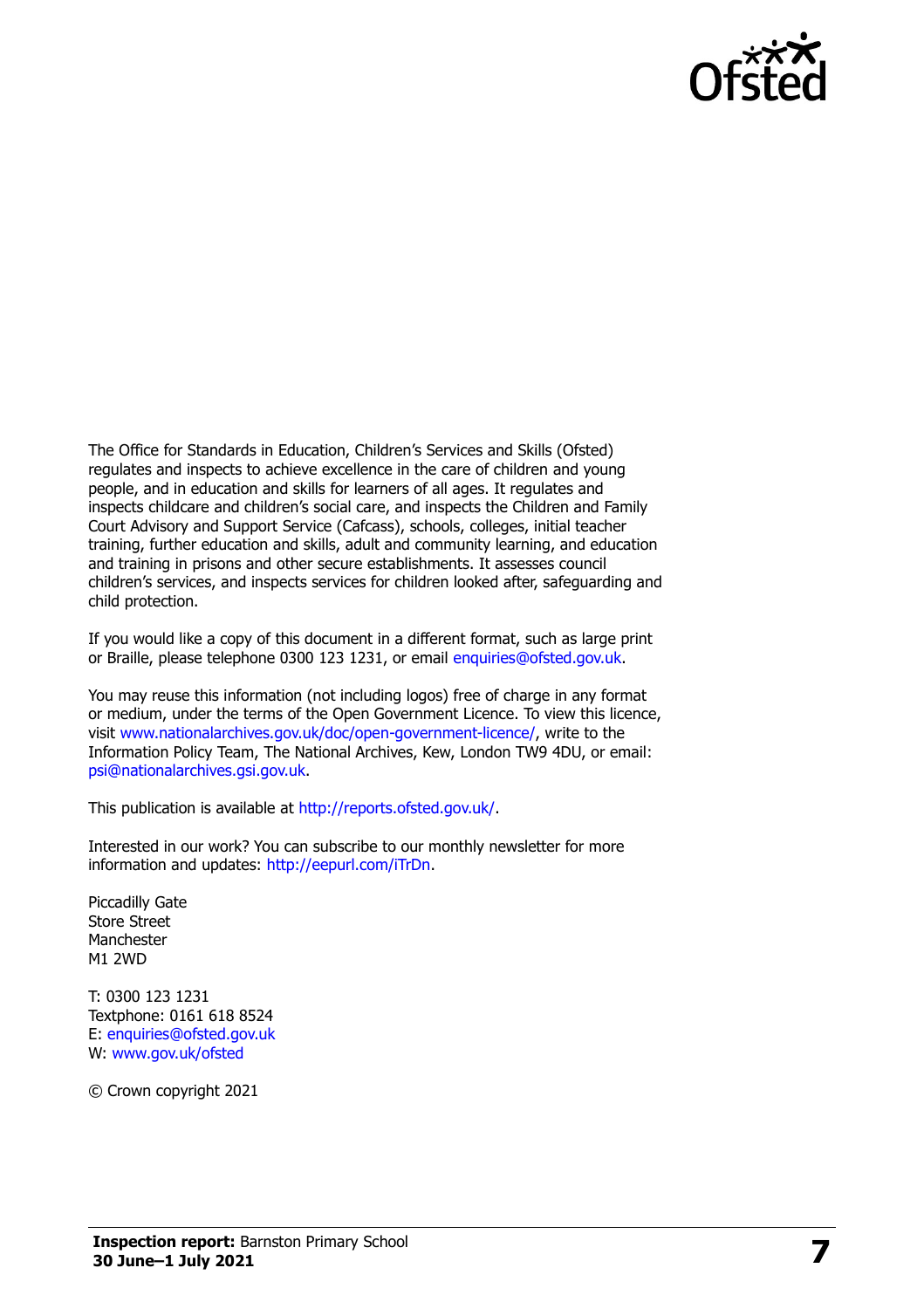The Office for Standards in Education, Children's Services and Skills (Ofsted) regulates and inspects to achieve excellence in the care of children and young people, and in education and skills for learners of all ages. It regulates and inspects childcare and children's social care, and inspects the Children and Family Court Advisory and Support Service (Cafcass), schools, colleges, initial teacher training, further education and skills, adult and community learning, and education and training in prisons and other secure establishments. It assesses council children's services, and inspects services for children looked after, safeguarding and child protection.

If you would like a copy of this document in a different format, such as large print or Braille, please telephone 0300 123 1231, or email enquiries@ofsted.gov.uk.

You may reuse this information (not including logos) free of charge in any format or medium, under the terms of the Open Government Licence. To view this licence, visit www.nationalarchives.gov.uk/doc/open-government-licence/, write to the Information Policy Team, The National Archives, Kew, London TW9 4DU, or email: psi@nationalarchives.gsi.gov.uk.

This publication is available at http://reports.ofsted.gov.uk/.

Interested in our work? You can subscribe to our monthly newsletter for more information and updates: http://eepurl.com/iTrDn.

Piccadilly Gate
Store Street
Manchester
M1 2WD

T: 0300 123 1231
Textphone: 0161 618 8524
E: enquiries@ofsted.gov.uk
W: www.gov.uk/ofsted

© Crown copyright 2021